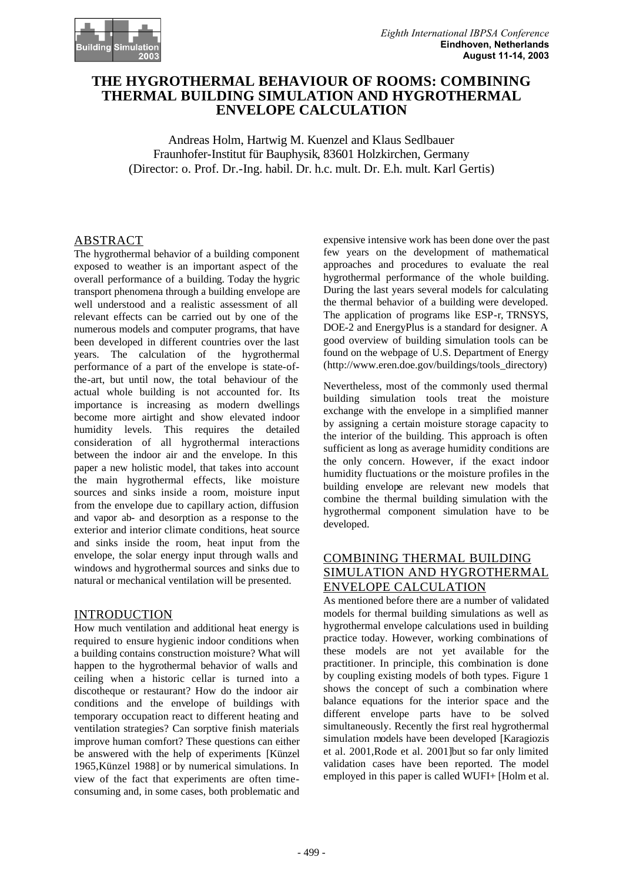# THE HYGROTHERMAL BEHAVIOUR OF ROOMS: COMBINING THERMAL BUILDING SIMULATION AND HYGROTHERMAL ENVELOPE CALCULATION

Andreas Holm, Hartwig M. Kuenzel and Klaus Sedlbauer
Fraunhofer-Institut für Bauphysik, 83601 Holzkirchen, Germany
(Director: o. Prof. Dr.-Ing. habil. Dr. h.c. mult. Dr. E.h. mult. Karl Gertis)

## ABSTRACT

The hygrothermal behavior of a building component exposed to weather is an important aspect of the overall performance of a building. Today the hygric transport phenomena through a building envelope are well understood and a realistic assessment of all relevant effects can be carried out by one of the numerous models and computer programs, that have been developed in different countries over the last years. The calculation of the hygrothermal performance of a part of the envelope is state-of-the-art, but until now, the total behaviour of the actual whole building is not accounted for. Its importance is increasing as modern dwellings become more airtight and show elevated indoor humidity levels. This requires the detailed consideration of all hygrothermal interactions between the indoor air and the envelope. In this paper a new holistic model, that takes into account the main hygrothermal effects, like moisture sources and sinks inside a room, moisture input from the envelope due to capillary action, diffusion and vapor ab- and desorption as a response to the exterior and interior climate conditions, heat source and sinks inside the room, heat input from the envelope, the solar energy input through walls and windows and hygrothermal sources and sinks due to natural or mechanical ventilation will be presented.

## INTRODUCTION

How much ventilation and additional heat energy is required to ensure hygienic indoor conditions when a building contains construction moisture? What will happen to the hygrothermal behavior of walls and ceiling when a historic cellar is turned into a discotheque or restaurant? How do the indoor air conditions and the envelope of buildings with temporary occupation react to different heating and ventilation strategies? Can sorptive finish materials improve human comfort? These questions can either be answered with the help of experiments [Künzel 1965,Künzel 1988] or by numerical simulations. In view of the fact that experiments are often time-consuming and, in some cases, both problematic and expensive intensive work has been done over the past few years on the development of mathematical approaches and procedures to evaluate the real hygrothermal performance of the whole building. During the last years several models for calculating the thermal behavior of a building were developed. The application of programs like ESP-r, TRNSYS, DOE-2 and EnergyPlus is a standard for designer. A good overview of building simulation tools can be found on the webpage of U.S. Department of Energy (http://www.eren.doe.gov/buildings/tools_directory)

Nevertheless, most of the commonly used thermal building simulation tools treat the moisture exchange with the envelope in a simplified manner by assigning a certain moisture storage capacity to the interior of the building. This approach is often sufficient as long as average humidity conditions are the only concern. However, if the exact indoor humidity fluctuations or the moisture profiles in the building envelope are relevant new models that combine the thermal building simulation with the hygrothermal component simulation have to be developed.

## COMBINING THERMAL BUILDING SIMULATION AND HYGROTHERMAL ENVELOPE CALCULATION

As mentioned before there are a number of validated models for thermal building simulations as well as hygrothermal envelope calculations used in building practice today. However, working combinations of these models are not yet available for the practitioner. In principle, this combination is done by coupling existing models of both types. Figure 1 shows the concept of such a combination where balance equations for the interior space and the different envelope parts have to be solved simultaneously. Recently the first real hygrothermal simulation models have been developed [Karagiozis et al. 2001,Rode et al. 2001]but so far only limited validation cases have been reported. The model employed in this paper is called WUFI+ [Holm et al.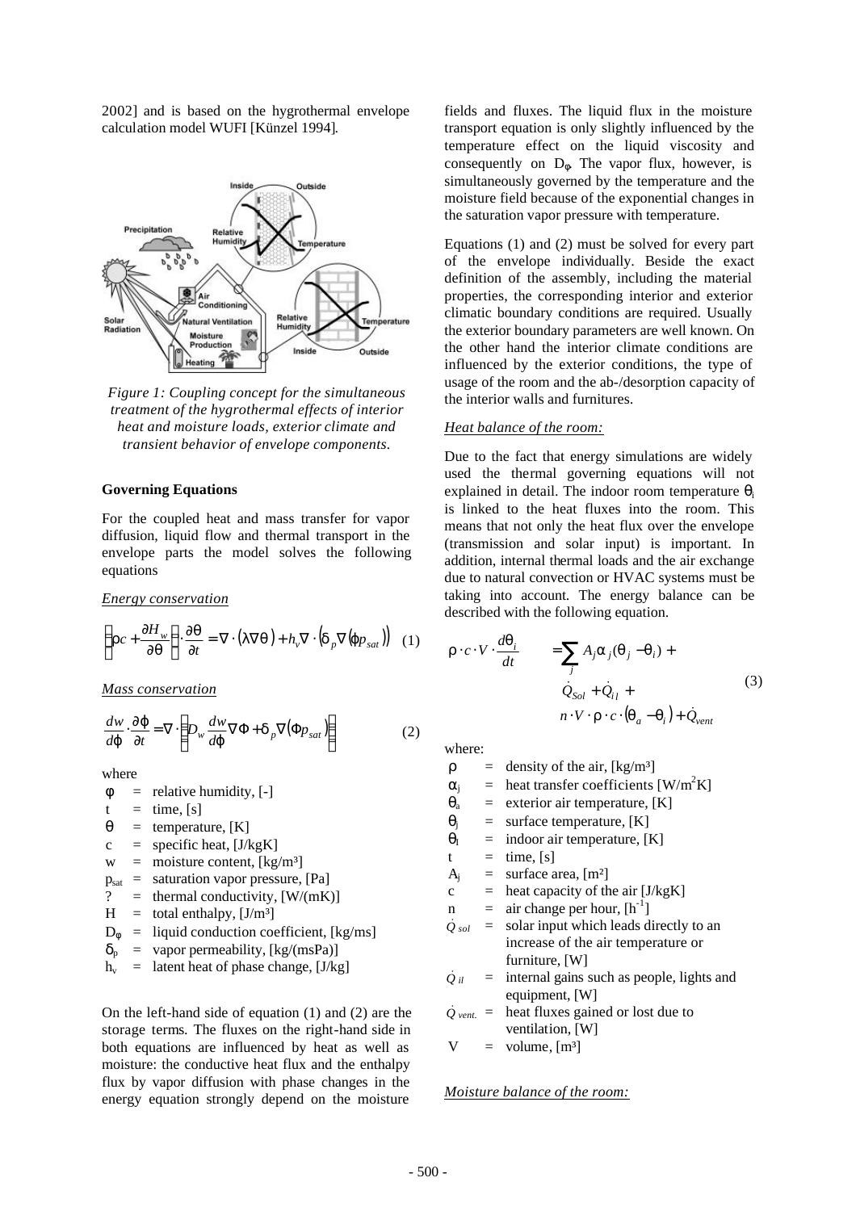2002] and is based on the hygrothermal envelope calculation model WUFI [Künzel 1994].

*Figure 1: Coupling concept for the simultaneous treatment of the hygrothermal effects of interior heat and moisture loads, exterior climate and transient behavior of envelope components.*

**Governing Equations**

For the coupled heat and mass transfer for vapor diffusion, liquid flow and thermal transport in the envelope parts the model solves the following equations

*Energy conservation*

$$\left(\rho c + \frac{\partial H_w}{\partial \theta}\right) \cdot \frac{\partial \theta}{\partial t} = \nabla \cdot (\lambda \nabla \theta) + h_v \nabla \cdot (\delta_p \nabla (\varphi p_{sat})) \quad (1)$$

*Mass conservation*

$$\frac{dw}{d\varphi} \cdot \frac{\partial \varphi}{\partial t} = \nabla \cdot \left(D_w \frac{dw}{d\varphi} \nabla \Phi + \delta_p \nabla (\Phi p_{sat})\right) \quad (2)$$

where

- $\varphi$ = relative humidity, [-]
- t = time, [s]
- $\theta$ = temperature, [K]
- c = specific heat, [J/kgK]
- w = moisture content, [kg/m³]
- $p_{sat}$ = saturation vapor pressure, [Pa]
- ? = thermal conductivity, [W/(mK)]
- H = total enthalpy, [J/m³]
- $D_\varphi$ = liquid conduction coefficient, [kg/ms]
- $\delta_p$ = vapor permeability, [kg/(msPa)]
- $h_v$ = latent heat of phase change, [J/kg]

On the left-hand side of equation (1) and (2) are the storage terms. The fluxes on the right-hand side in both equations are influenced by heat as well as moisture: the conductive heat flux and the enthalpy flux by vapor diffusion with phase changes in the energy equation strongly depend on the moisture fields and fluxes. The liquid flux in the moisture transport equation is only slightly influenced by the temperature effect on the liquid viscosity and consequently on $D_\varphi$. The vapor flux, however, is simultaneously governed by the temperature and the moisture field because of the exponential changes in the saturation vapor pressure with temperature.

Equations (1) and (2) must be solved for every part of the envelope individually. Beside the exact definition of the assembly, including the material properties, the corresponding interior and exterior climatic boundary conditions are required. Usually the exterior boundary parameters are well known. On the other hand the interior climate conditions are influenced by the exterior conditions, the type of usage of the room and the ab-/desorption capacity of the interior walls and furnitures.

*Heat balance of the room:*

Due to the fact that energy simulations are widely used the thermal governing equations will not explained in detail. The indoor room temperature $\theta_i$ is linked to the heat fluxes into the room. This means that not only the heat flux over the envelope (transmission and solar input) is important. In addition, internal thermal loads and the air exchange due to natural convection or HVAC systems must be taking into account. The energy balance can be described with the following equation.

$$\rho \cdot c \cdot V \cdot \frac{d\theta_i}{dt} = \sum_j A_j \alpha_j (\theta_j - \theta_i) + \dot{Q}_{Sol} + \dot{Q}_{il} + n \cdot V \cdot \rho \cdot c \cdot (\theta_a - \theta_i) + \dot{Q}_{vent} \quad (3)$$

where:

- $\rho$ = density of the air, [kg/m³]
- $\alpha_j$ = heat transfer coefficients [W/m²K]
- $\theta_a$ = exterior air temperature, [K]
- $\theta_j$ = surface temperature, [K]
- $\theta_I$ = indoor air temperature, [K]
- t = time, [s]
- $A_j$ = surface area, [m²]
- c = heat capacity of the air [J/kgK]
- n = air change per hour, [h$^{-1}$]
- $\dot{Q}_{sol}$ = solar input which leads directly to an increase of the air temperature or furniture, [W]
- $\dot{Q}_{il}$ = internal gains such as people, lights and equipment, [W]
- $\dot{Q}_{vent.}$ = heat fluxes gained or lost due to ventilation, [W]
- V = volume, [m³]

*Moisture balance of the room:*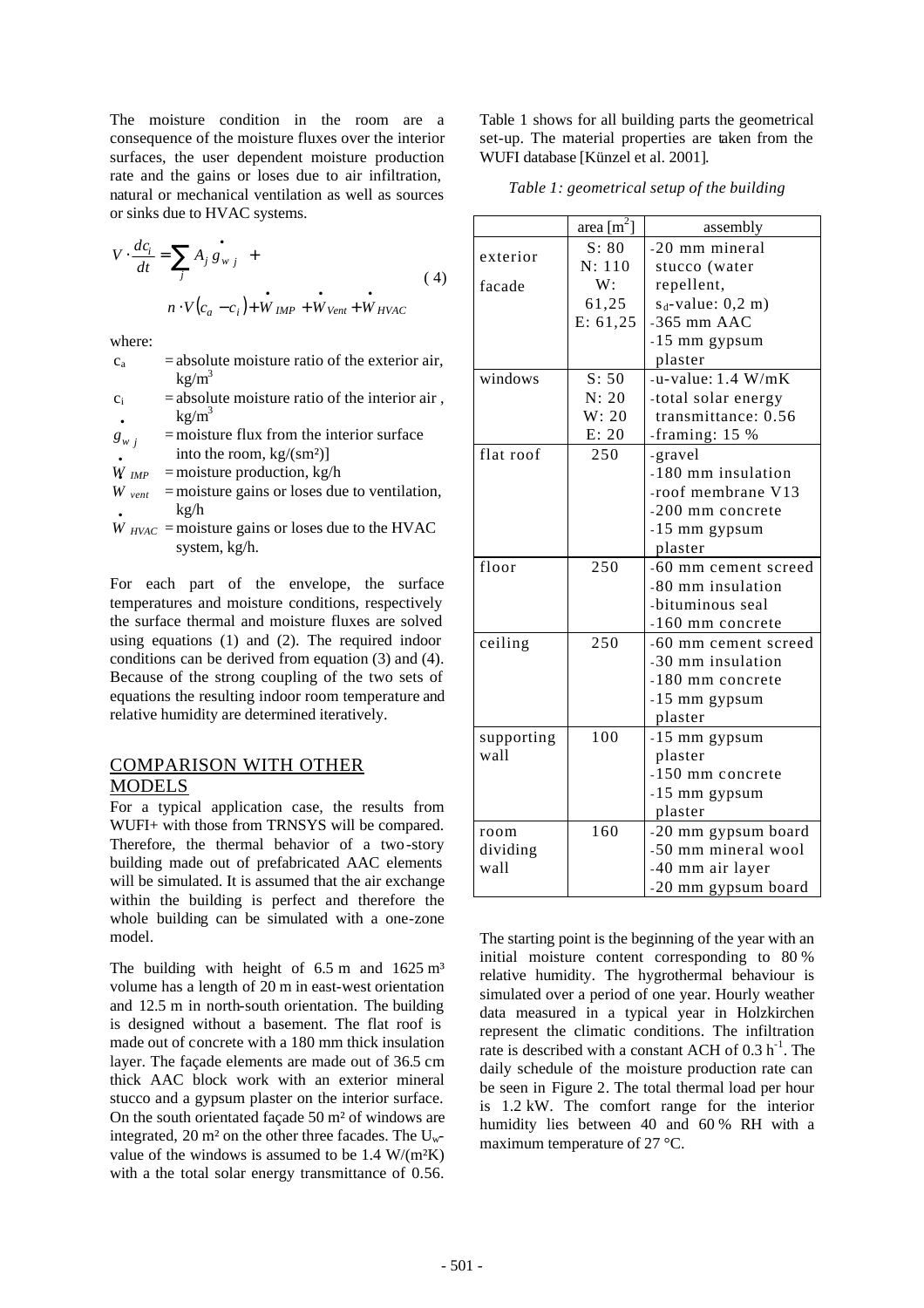The moisture condition in the room are a consequence of the moisture fluxes over the interior surfaces, the user dependent moisture production rate and the gains or loses due to air infiltration, natural or mechanical ventilation as well as sources or sinks due to HVAC systems.

$$V \cdot \frac{dc_i}{dt} = \sum_j A_j \dot{g}_{w\,j} + n \cdot V (c_a - c_i) + \dot{W}_{IMP} + \dot{W}_{Vent} + \dot{W}_{HVAC} \quad (4)$$

where:

- $c_a$ = absolute moisture ratio of the exterior air, kg/m$^3$
- $c_i$ = absolute moisture ratio of the interior air, kg/m$^3$
- $\dot{g}_{w\,j}$ = moisture flux from the interior surface into the room, kg/(sm²)]
- $\dot{W}_{IMP}$ = moisture production, kg/h
- $W_{vent}$ = moisture gains or loses due to ventilation, kg/h
- $\dot{W}_{HVAC}$ = moisture gains or loses due to the HVAC system, kg/h.

For each part of the envelope, the surface temperatures and moisture conditions, respectively the surface thermal and moisture fluxes are solved using equations (1) and (2). The required indoor conditions can be derived from equation (3) and (4). Because of the strong coupling of the two sets of equations the resulting indoor room temperature and relative humidity are determined iteratively.

## COMPARISON WITH OTHER MODELS

For a typical application case, the results from WUFI+ with those from TRNSYS will be compared. Therefore, the thermal behavior of a two-story building made out of prefabricated AAC elements will be simulated. It is assumed that the air exchange within the building is perfect and therefore the whole building can be simulated with a one-zone model.

The building with height of 6.5 m and 1625 m³ volume has a length of 20 m in east-west orientation and 12.5 m in north-south orientation. The building is designed without a basement. The flat roof is made out of concrete with a 180 mm thick insulation layer. The façade elements are made out of 36.5 cm thick AAC block work with an exterior mineral stucco and a gypsum plaster on the interior surface. On the south orientated façade 50 m² of windows are integrated, 20 m² on the other three facades. The $U_w$-value of the windows is assumed to be 1.4 W/(m²K) with a the total solar energy transmittance of 0.56. Table 1 shows for all building parts the geometrical set-up. The material properties are taken from the WUFI database [Künzel et al. 2001].

*Table 1: geometrical setup of the building*

| | area [m$^2$] | assembly |
|---|---|---|
| exterior facade | S: 80<br>N: 110<br>W: 61,25<br>E: 61,25 | -20 mm mineral stucco (water repellent, $s_d$-value: 0,2 m)<br>-365 mm AAC<br>-15 mm gypsum plaster |
| windows | S: 50<br>N: 20<br>W: 20<br>E: 20 | -u-value: 1.4 W/mK<br>-total solar energy transmittance: 0.56<br>-framing: 15 % |
| flat roof | 250 | -gravel<br>-180 mm insulation<br>-roof membrane V13<br>-200 mm concrete<br>-15 mm gypsum plaster |
| floor | 250 | -60 mm cement screed<br>-80 mm insulation<br>-bituminous seal<br>-160 mm concrete |
| ceiling | 250 | -60 mm cement screed<br>-30 mm insulation<br>-180 mm concrete<br>-15 mm gypsum plaster |
| supporting wall | 100 | -15 mm gypsum plaster<br>-150 mm concrete<br>-15 mm gypsum plaster |
| room dividing wall | 160 | -20 mm gypsum board<br>-50 mm mineral wool<br>-40 mm air layer<br>-20 mm gypsum board |

The starting point is the beginning of the year with an initial moisture content corresponding to 80 % relative humidity. The hygrothermal behaviour is simulated over a period of one year. Hourly weather data measured in a typical year in Holzkirchen represent the climatic conditions. The infiltration rate is described with a constant ACH of 0.3 h$^{-1}$. The daily schedule of the moisture production rate can be seen in Figure 2. The total thermal load per hour is 1.2 kW. The comfort range for the interior humidity lies between 40 and 60 % RH with a maximum temperature of 27 °C.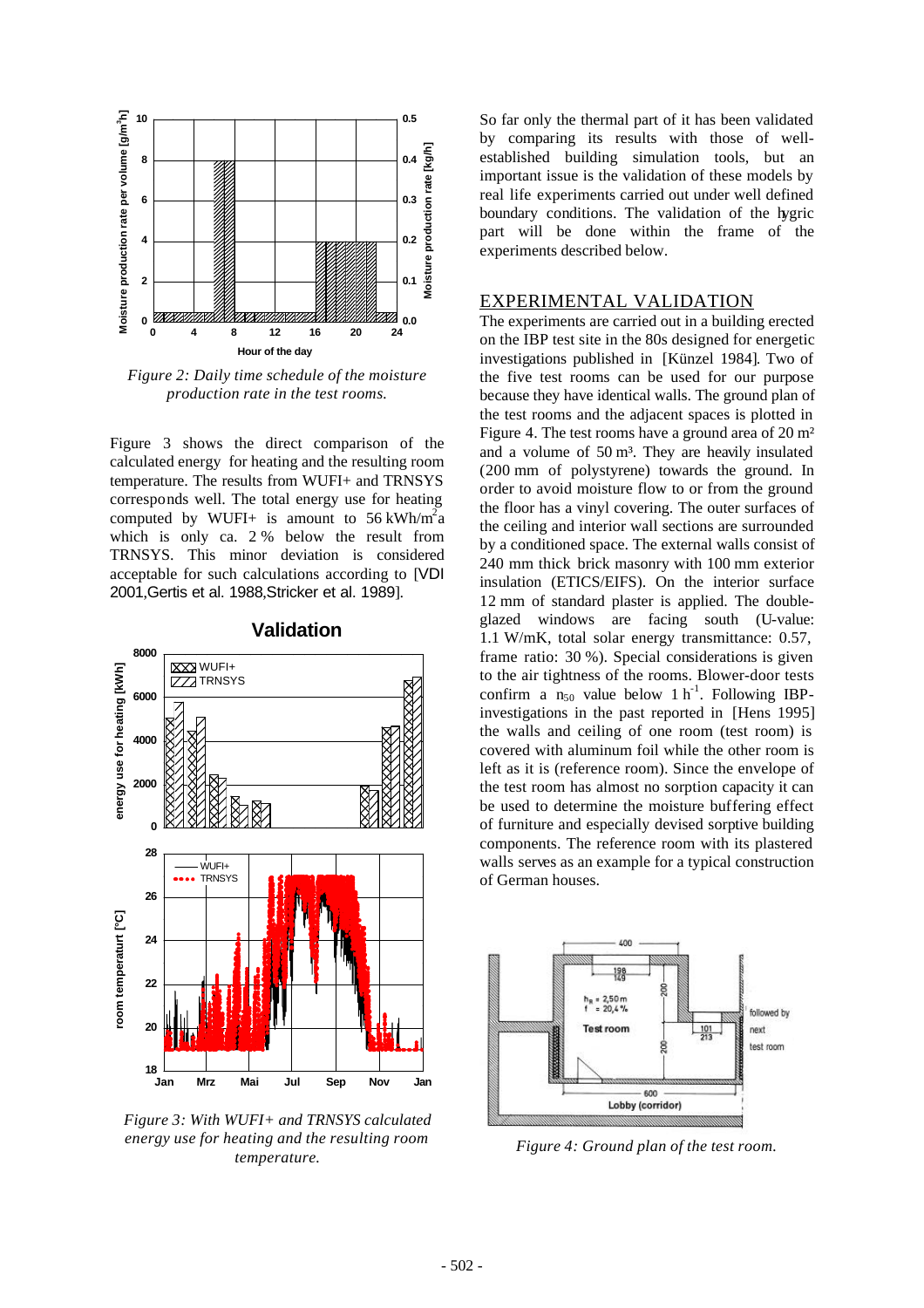*Figure 2: Daily time schedule of the moisture production rate in the test rooms.*

Figure 3 shows the direct comparison of the calculated energy for heating and the resulting room temperature. The results from WUFI+ and TRNSYS corresponds well. The total energy use for heating computed by WUFI+ is amount to 56 kWh/m$^2$a which is only ca. 2 % below the result from TRNSYS. This minor deviation is considered acceptable for such calculations according to [VDI 2001,Gertis et al. 1988,Stricker et al. 1989].

*Figure 3: With WUFI+ and TRNSYS calculated energy use for heating and the resulting room temperature.*

So far only the thermal part of it has been validated by comparing its results with those of well-established building simulation tools, but an important issue is the validation of these models by real life experiments carried out under well defined boundary conditions. The validation of the hygric part will be done within the frame of the experiments described below.

## EXPERIMENTAL VALIDATION

The experiments are carried out in a building erected on the IBP test site in the 80s designed for energetic investigations published in [Künzel 1984]. Two of the five test rooms can be used for our purpose because they have identical walls. The ground plan of the test rooms and the adjacent spaces is plotted in Figure 4. The test rooms have a ground area of 20 m² and a volume of 50 m³. They are heavily insulated (200 mm of polystyrene) towards the ground. In order to avoid moisture flow to or from the ground the floor has a vinyl covering. The outer surfaces of the ceiling and interior wall sections are surrounded by a conditioned space. The external walls consist of 240 mm thick brick masonry with 100 mm exterior insulation (ETICS/EIFS). On the interior surface 12 mm of standard plaster is applied. The double-glazed windows are facing south (U-value: 1.1 W/mK, total solar energy transmittance: 0.57, frame ratio: 30 %). Special considerations is given to the air tightness of the rooms. Blower-door tests confirm a $n_{50}$ value below 1 h$^{-1}$. Following IBP-investigations in the past reported in [Hens 1995] the walls and ceiling of one room (test room) is covered with aluminum foil while the other room is left as it is (reference room). Since the envelope of the test room has almost no sorption capacity it can be used to determine the moisture buffering effect of furniture and especially devised sorptive building components. The reference room with its plastered walls serves as an example for a typical construction of German houses.

*Figure 4: Ground plan of the test room.*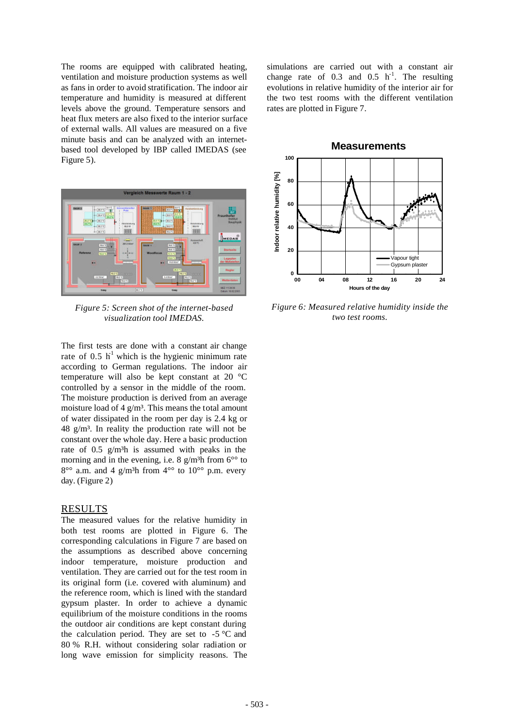The rooms are equipped with calibrated heating, ventilation and moisture production systems as well as fans in order to avoid stratification. The indoor air temperature and humidity is measured at different levels above the ground. Temperature sensors and heat flux meters are also fixed to the interior surface of external walls. All values are measured on a five minute basis and can be analyzed with an internet-based tool developed by IBP called IMEDAS (see Figure 5).

*Figure 5: Screen shot of the internet-based visualization tool IMEDAS.*

The first tests are done with a constant air change rate of 0.5 $h^{1}$ which is the hygienic minimum rate according to German regulations. The indoor air temperature will also be kept constant at 20 °C controlled by a sensor in the middle of the room. The moisture production is derived from an average moisture load of 4 g/m³. This means the total amount of water dissipated in the room per day is 2.4 kg or 48 g/m³. In reality the production rate will not be constant over the whole day. Here a basic production rate of 0.5 g/m³h is assumed with peaks in the morning and in the evening, i.e. 8 g/m³h from 6°° to 8°° a.m. and 4 g/m³h from 4°° to 10°° p.m. every day. (Figure 2)

## RESULTS

The measured values for the relative humidity in both test rooms are plotted in Figure 6. The corresponding calculations in Figure 7 are based on the assumptions as described above concerning indoor temperature, moisture production and ventilation. They are carried out for the test room in its original form (i.e. covered with aluminum) and the reference room, which is lined with the standard gypsum plaster. In order to achieve a dynamic equilibrium of the moisture conditions in the rooms the outdoor air conditions are kept constant during the calculation period. They are set to -5 °C and 80 % R.H. without considering solar radiation or long wave emission for simplicity reasons. The simulations are carried out with a constant air change rate of 0.3 and 0.5 $h^{-1}$. The resulting evolutions in relative humidity of the interior air for the two test rooms with the different ventilation rates are plotted in Figure 7.

*Figure 6: Measured relative humidity inside the two test rooms.*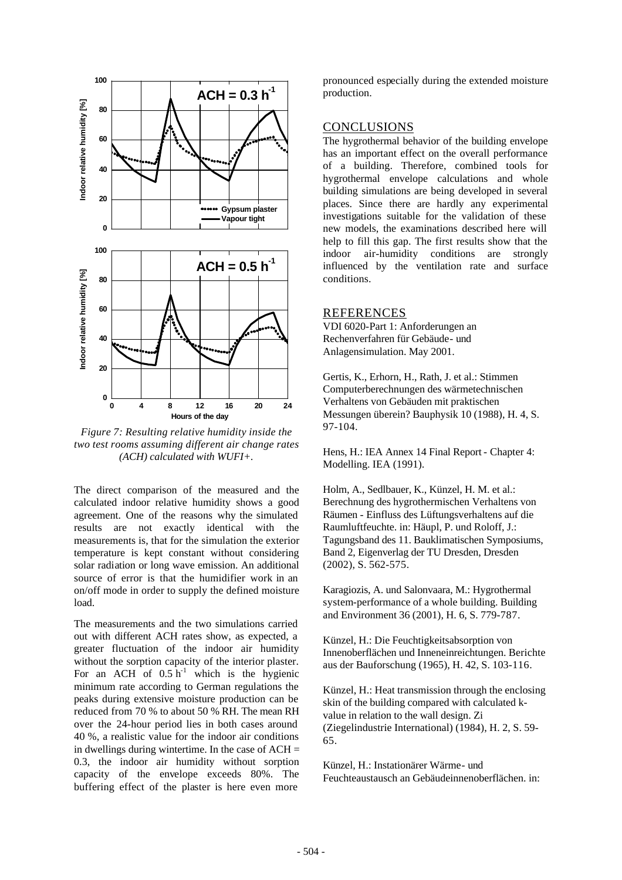*Figure 7: Resulting relative humidity inside the two test rooms assuming different air change rates (ACH) calculated with WUFI+.*

The direct comparison of the measured and the calculated indoor relative humidity shows a good agreement. One of the reasons why the simulated results are not exactly identical with the measurements is, that for the simulation the exterior temperature is kept constant without considering solar radiation or long wave emission. An additional source of error is that the humidifier work in an on/off mode in order to supply the defined moisture load.

The measurements and the two simulations carried out with different ACH rates show, as expected, a greater fluctuation of the indoor air humidity without the sorption capacity of the interior plaster. For an ACH of $0.5\ h^{-1}$ which is the hygienic minimum rate according to German regulations the peaks during extensive moisture production can be reduced from 70 % to about 50 % RH. The mean RH over the 24-hour period lies in both cases around 40 %, a realistic value for the indoor air conditions in dwellings during wintertime. In the case of ACH = 0.3, the indoor air humidity without sorption capacity of the envelope exceeds 80%. The buffering effect of the plaster is here even more pronounced especially during the extended moisture production.

## CONCLUSIONS

The hygrothermal behavior of the building envelope has an important effect on the overall performance of a building. Therefore, combined tools for hygrothermal envelope calculations and whole building simulations are being developed in several places. Since there are hardly any experimental investigations suitable for the validation of these new models, the examinations described here will help to fill this gap. The first results show that the indoor air-humidity conditions are strongly influenced by the ventilation rate and surface conditions.

## REFERENCES

VDI 6020-Part 1: Anforderungen an Rechenverfahren für Gebäude- und Anlagensimulation. May 2001.

Gertis, K., Erhorn, H., Rath, J. et al.: Stimmen Computerberechnungen des wärmetechnischen Verhaltens von Gebäuden mit praktischen Messungen überein? Bauphysik 10 (1988), H. 4, S. 97-104.

Hens, H.: IEA Annex 14 Final Report - Chapter 4: Modelling. IEA (1991).

Holm, A., Sedlbauer, K., Künzel, H. M. et al.: Berechnung des hygrothermischen Verhaltens von Räumen - Einfluss des Lüftungsverhaltens auf die Raumluftfeuchte. in: Häupl, P. und Roloff, J.: Tagungsband des 11. Bauklimatischen Symposiums, Band 2, Eigenverlag der TU Dresden, Dresden (2002), S. 562-575.

Karagiozis, A. und Salonvaara, M.: Hygrothermal system-performance of a whole building. Building and Environment 36 (2001), H. 6, S. 779-787.

Künzel, H.: Die Feuchtigkeitsabsorption von Innenoberflächen und Inneneinreichtungen. Berichte aus der Bauforschung (1965), H. 42, S. 103-116.

Künzel, H.: Heat transmission through the enclosing skin of the building compared with calculated k-value in relation to the wall design. Zi (Ziegelindustrie International) (1984), H. 2, S. 59-65.

Künzel, H.: Instationärer Wärme- und Feuchteaustausch an Gebäudeinnenoberflächen. in: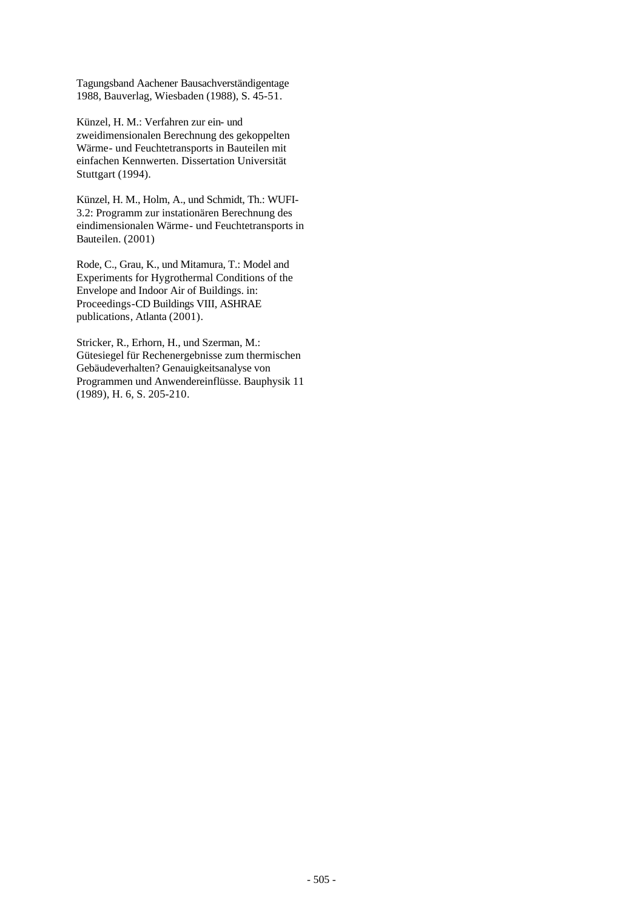Tagungsband Aachener Bausachverständigentage 1988, Bauverlag, Wiesbaden (1988), S. 45-51.

Künzel, H. M.: Verfahren zur ein- und zweidimensionalen Berechnung des gekoppelten Wärme- und Feuchtetransports in Bauteilen mit einfachen Kennwerten. Dissertation Universität Stuttgart (1994).

Künzel, H. M., Holm, A., und Schmidt, Th.: WUFI-3.2: Programm zur instationären Berechnung des eindimensionalen Wärme- und Feuchtetransports in Bauteilen. (2001)

Rode, C., Grau, K., und Mitamura, T.: Model and Experiments for Hygrothermal Conditions of the Envelope and Indoor Air of Buildings. in: Proceedings-CD Buildings VIII, ASHRAE publications, Atlanta (2001).

Stricker, R., Erhorn, H., und Szerman, M.: Gütesiegel für Rechenergebnisse zum thermischen Gebäudeverhalten? Genauigkeitsanalyse von Programmen und Anwendereinflüsse. Bauphysik 11 (1989), H. 6, S. 205-210.